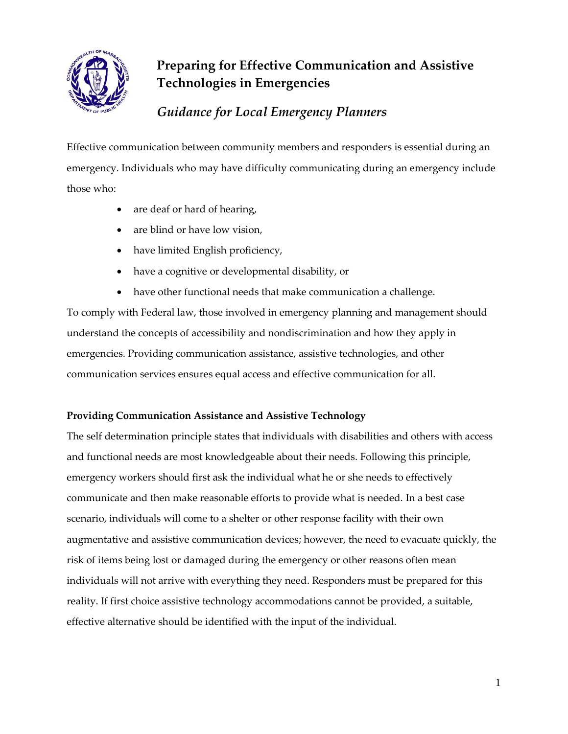# Preparing for Effective Communication and Assistive Technologies in Emergencies

## *Guidance for Local Emergency Planners*

Effective communication between community members and responders is essential during an emergency. Individuals who may have difficulty communicating during an emergency include those who:

- are deaf or hard of hearing,
- are blind or have low vision,
- have limited English proficiency,
- have a cognitive or developmental disability, or
- have other functional needs that make communication a challenge.

To comply with Federal law, those involved in emergency planning and management should understand the concepts of accessibility and nondiscrimination and how they apply in emergencies. Providing communication assistance, assistive technologies, and other communication services ensures equal access and effective communication for all.

**Providing Communication Assistance and Assistive Technology**

The self determination principle states that individuals with disabilities and others with access and functional needs are most knowledgeable about their needs. Following this principle, emergency workers should first ask the individual what he or she needs to effectively communicate and then make reasonable efforts to provide what is needed. In a best case scenario, individuals will come to a shelter or other response facility with their own augmentative and assistive communication devices; however, the need to evacuate quickly, the risk of items being lost or damaged during the emergency or other reasons often mean individuals will not arrive with everything they need. Responders must be prepared for this reality. If first choice assistive technology accommodations cannot be provided, a suitable, effective alternative should be identified with the input of the individual.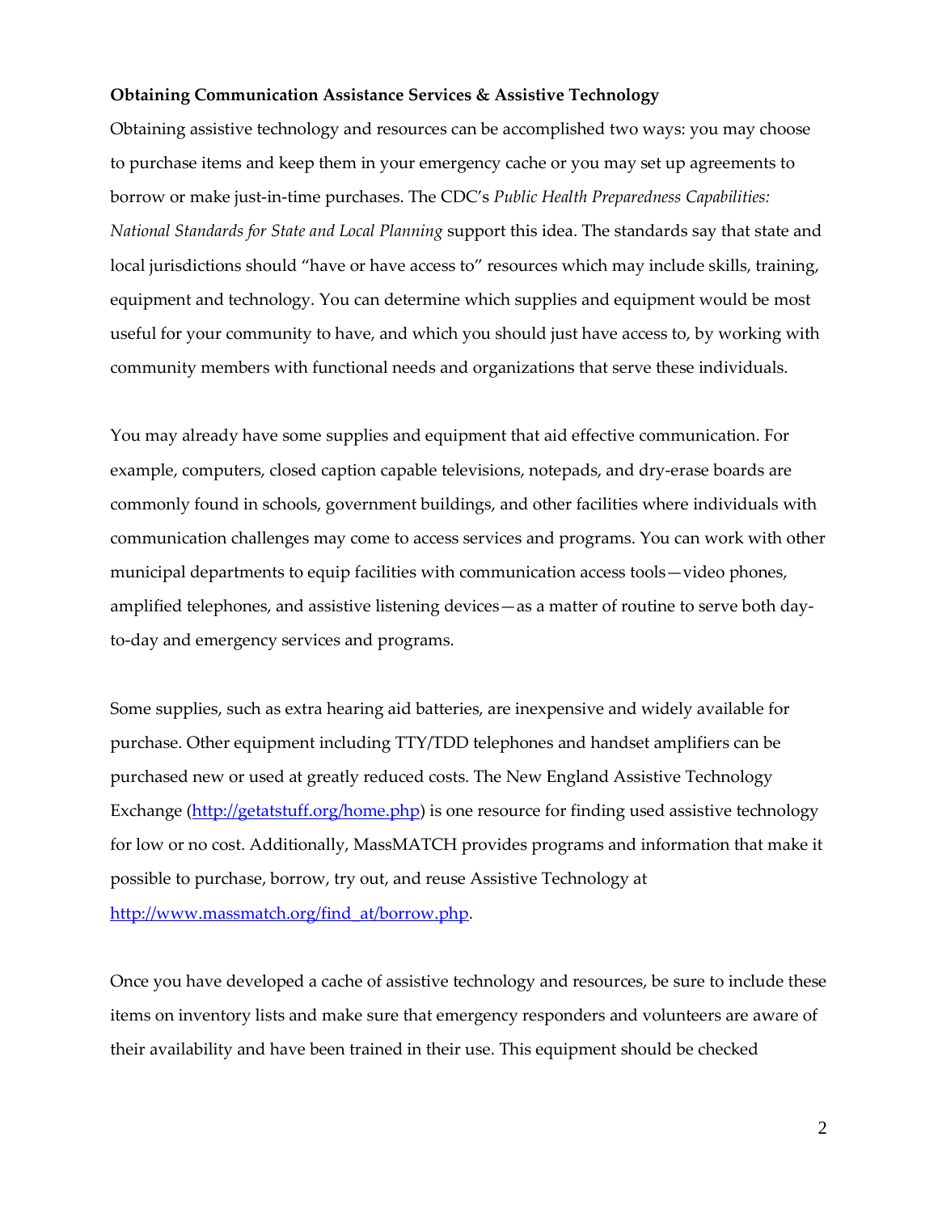**Obtaining Communication Assistance Services & Assistive Technology**

Obtaining assistive technology and resources can be accomplished two ways: you may choose to purchase items and keep them in your emergency cache or you may set up agreements to borrow or make just-in-time purchases. The CDC's *Public Health Preparedness Capabilities: National Standards for State and Local Planning* support this idea. The standards say that state and local jurisdictions should "have or have access to" resources which may include skills, training, equipment and technology. You can determine which supplies and equipment would be most useful for your community to have, and which you should just have access to, by working with community members with functional needs and organizations that serve these individuals.

You may already have some supplies and equipment that aid effective communication. For example, computers, closed caption capable televisions, notepads, and dry-erase boards are commonly found in schools, government buildings, and other facilities where individuals with communication challenges may come to access services and programs. You can work with other municipal departments to equip facilities with communication access tools—video phones, amplified telephones, and assistive listening devices—as a matter of routine to serve both day-to-day and emergency services and programs.

Some supplies, such as extra hearing aid batteries, are inexpensive and widely available for purchase. Other equipment including TTY/TDD telephones and handset amplifiers can be purchased new or used at greatly reduced costs. The New England Assistive Technology Exchange ([http://getatstuff.org/home.php](http://getatstuff.org/home.php)) is one resource for finding used assistive technology for low or no cost. Additionally, MassMATCH provides programs and information that make it possible to purchase, borrow, try out, and reuse Assistive Technology at [http://www.massmatch.org/find_at/borrow.php](http://www.massmatch.org/find_at/borrow.php).

Once you have developed a cache of assistive technology and resources, be sure to include these items on inventory lists and make sure that emergency responders and volunteers are aware of their availability and have been trained in their use. This equipment should be checked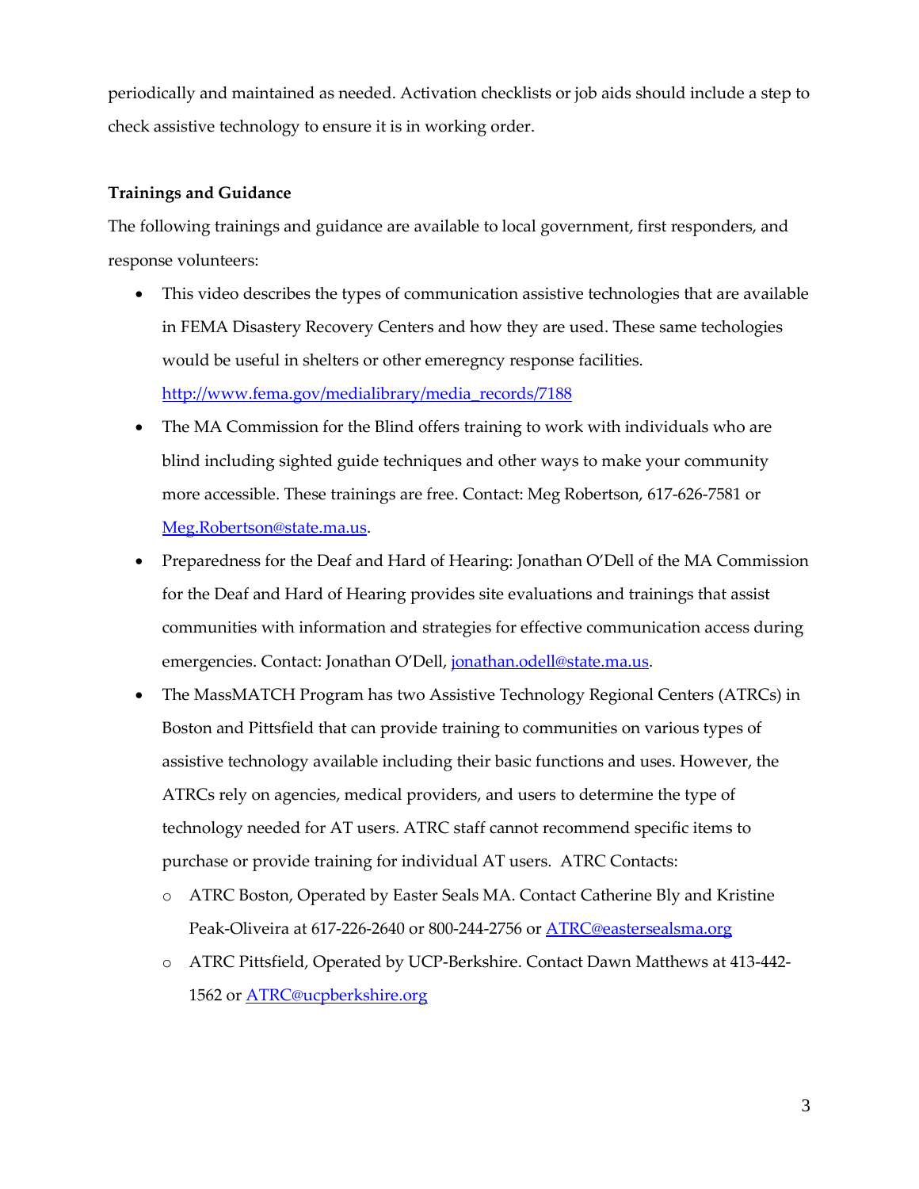periodically and maintained as needed. Activation checklists or job aids should include a step to check assistive technology to ensure it is in working order.

**Trainings and Guidance**

The following trainings and guidance are available to local government, first responders, and response volunteers:

- This video describes the types of communication assistive technologies that are available in FEMA Disastery Recovery Centers and how they are used. These same techologies would be useful in shelters or other emeregncy response facilities. [http://www.fema.gov/medialibrary/media_records/7188](http://www.fema.gov/medialibrary/media_records/7188)
- The MA Commission for the Blind offers training to work with individuals who are blind including sighted guide techniques and other ways to make your community more accessible. These trainings are free. Contact: Meg Robertson, 617-626-7581 or [Meg.Robertson@state.ma.us](mailto:Meg.Robertson@state.ma.us).
- Preparedness for the Deaf and Hard of Hearing: Jonathan O'Dell of the MA Commission for the Deaf and Hard of Hearing provides site evaluations and trainings that assist communities with information and strategies for effective communication access during emergencies. Contact: Jonathan O'Dell, [jonathan.odell@state.ma.us](mailto:jonathan.odell@state.ma.us).
- The MassMATCH Program has two Assistive Technology Regional Centers (ATRCs) in Boston and Pittsfield that can provide training to communities on various types of assistive technology available including their basic functions and uses. However, the ATRCs rely on agencies, medical providers, and users to determine the type of technology needed for AT users. ATRC staff cannot recommend specific items to purchase or provide training for individual AT users. ATRC Contacts:
  - ATRC Boston, Operated by Easter Seals MA. Contact Catherine Bly and Kristine Peak-Oliveira at 617-226-2640 or 800-244-2756 or [ATRC@eastersealsma.org](mailto:ATRC@eastersealsma.org)
  - ATRC Pittsfield, Operated by UCP-Berkshire. Contact Dawn Matthews at 413-442-1562 or [ATRC@ucpberkshire.org](mailto:ATRC@ucpberkshire.org)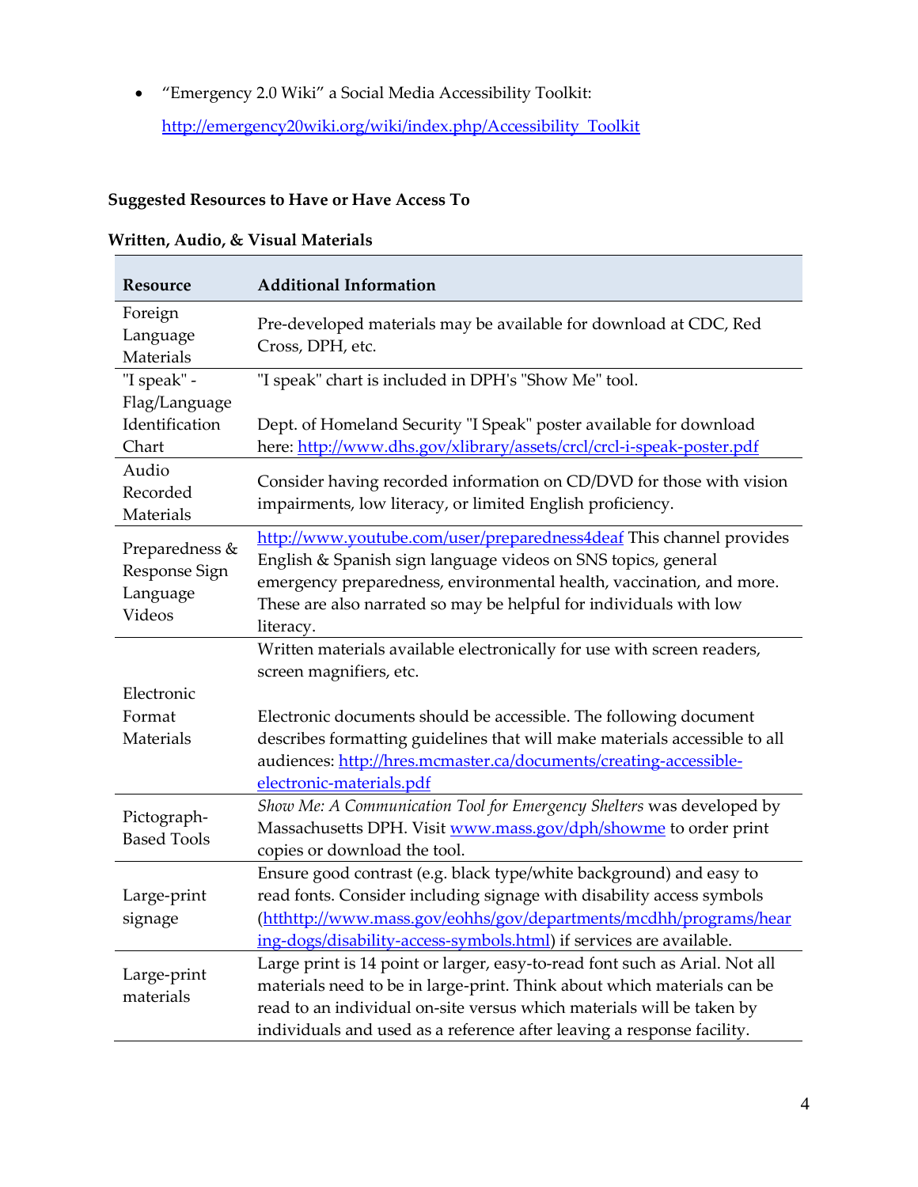- "Emergency 2.0 Wiki" a Social Media Accessibility Toolkit: http://emergency20wiki.org/wiki/index.php/Accessibility_Toolkit

**Suggested Resources to Have or Have Access To**

**Written, Audio, & Visual Materials**

| Resource | Additional Information |
|---|---|
| Foreign Language Materials | Pre-developed materials may be available for download at CDC, Red Cross, DPH, etc. |
| "I speak" - Flag/Language Identification Chart | "I speak" chart is included in DPH's "Show Me" tool.<br><br>Dept. of Homeland Security "I Speak" poster available for download here: http://www.dhs.gov/xlibrary/assets/crcl/crcl-i-speak-poster.pdf |
| Audio Recorded Materials | Consider having recorded information on CD/DVD for those with vision impairments, low literacy, or limited English proficiency. |
| Preparedness & Response Sign Language Videos | http://www.youtube.com/user/preparedness4deaf This channel provides English & Spanish sign language videos on SNS topics, general emergency preparedness, environmental health, vaccination, and more. These are also narrated so may be helpful for individuals with low literacy. |
| Electronic Format Materials | Written materials available electronically for use with screen readers, screen magnifiers, etc.<br><br>Electronic documents should be accessible. The following document describes formatting guidelines that will make materials accessible to all audiences: http://hres.mcmaster.ca/documents/creating-accessible-electronic-materials.pdf |
| Pictograph-Based Tools | *Show Me: A Communication Tool for Emergency Shelters* was developed by Massachusetts DPH. Visit www.mass.gov/dph/showme to order print copies or download the tool. |
| Large-print signage | Ensure good contrast (e.g. black type/white background) and easy to read fonts. Consider including signage with disability access symbols (htthttp://www.mass.gov/eohhs/gov/departments/mcdhh/programs/hearing-dogs/disability-access-symbols.html) if services are available. |
| Large-print materials | Large print is 14 point or larger, easy-to-read font such as Arial. Not all materials need to be in large-print. Think about which materials can be read to an individual on-site versus which materials will be taken by individuals and used as a reference after leaving a response facility. |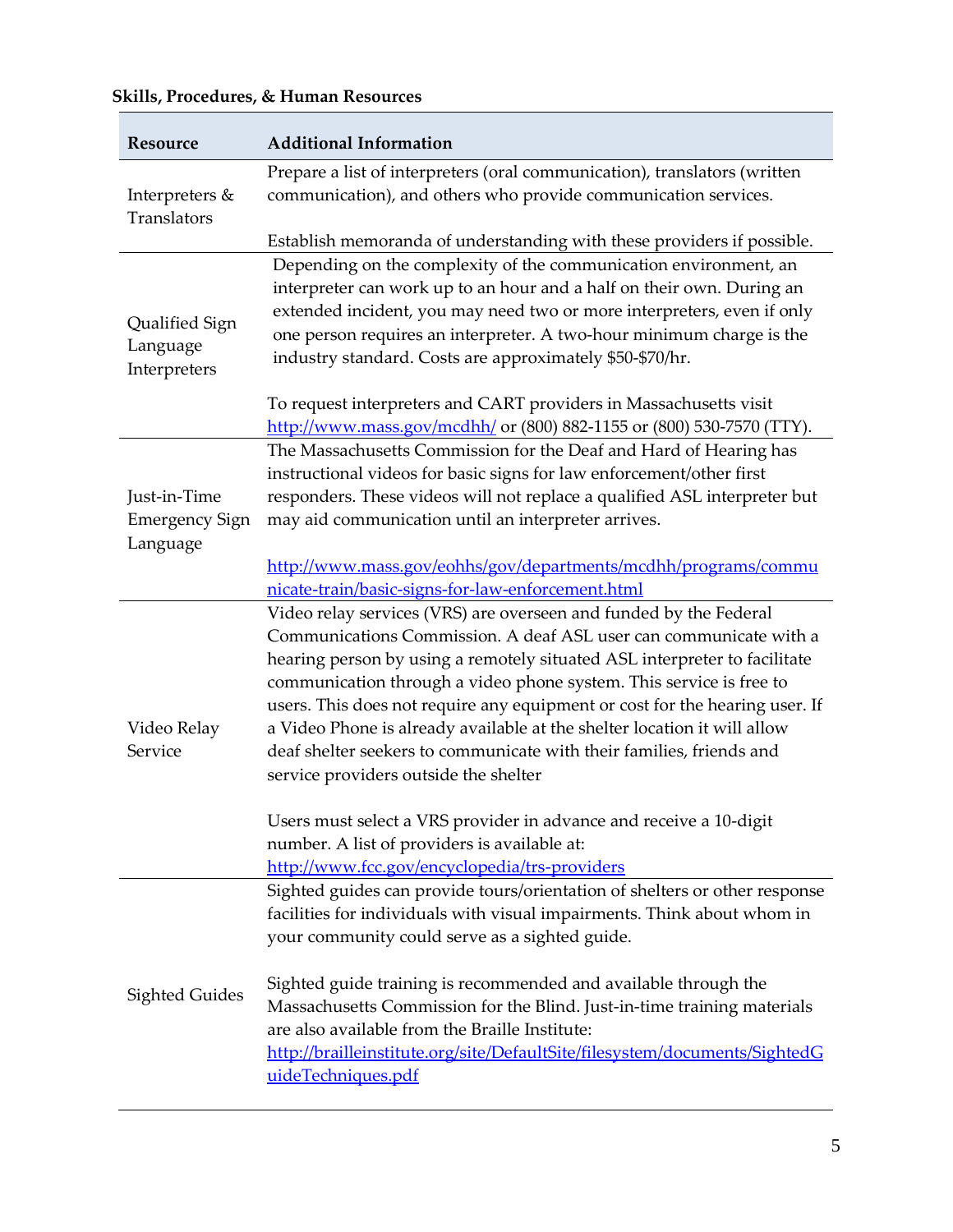**Skills, Procedures, & Human Resources**

| Resource | Additional Information |
|---|---|
| Interpreters & Translators | Prepare a list of interpreters (oral communication), translators (written communication), and others who provide communication services.<br><br>Establish memoranda of understanding with these providers if possible. |
| Qualified Sign Language Interpreters | Depending on the complexity of the communication environment, an interpreter can work up to an hour and a half on their own. During an extended incident, you may need two or more interpreters, even if only one person requires an interpreter. A two-hour minimum charge is the industry standard. Costs are approximately $50-$70/hr.<br><br>To request interpreters and CART providers in Massachusetts visit http://www.mass.gov/mcdhh/ or (800) 882-1155 or (800) 530-7570 (TTY). |
| Just-in-Time Emergency Sign Language | The Massachusetts Commission for the Deaf and Hard of Hearing has instructional videos for basic signs for law enforcement/other first responders. These videos will not replace a qualified ASL interpreter but may aid communication until an interpreter arrives.<br><br>http://www.mass.gov/eohhs/gov/departments/mcdhh/programs/communicate-train/basic-signs-for-law-enforcement.html |
| Video Relay Service | Video relay services (VRS) are overseen and funded by the Federal Communications Commission. A deaf ASL user can communicate with a hearing person by using a remotely situated ASL interpreter to facilitate communication through a video phone system. This service is free to users. This does not require any equipment or cost for the hearing user. If a Video Phone is already available at the shelter location it will allow deaf shelter seekers to communicate with their families, friends and service providers outside the shelter<br><br>Users must select a VRS provider in advance and receive a 10-digit number. A list of providers is available at: http://www.fcc.gov/encyclopedia/trs-providers |
| Sighted Guides | Sighted guides can provide tours/orientation of shelters or other response facilities for individuals with visual impairments. Think about whom in your community could serve as a sighted guide.<br><br>Sighted guide training is recommended and available through the Massachusetts Commission for the Blind. Just-in-time training materials are also available from the Braille Institute: http://brailleinstitute.org/site/DefaultSite/filesystem/documents/SightedGuideTechniques.pdf |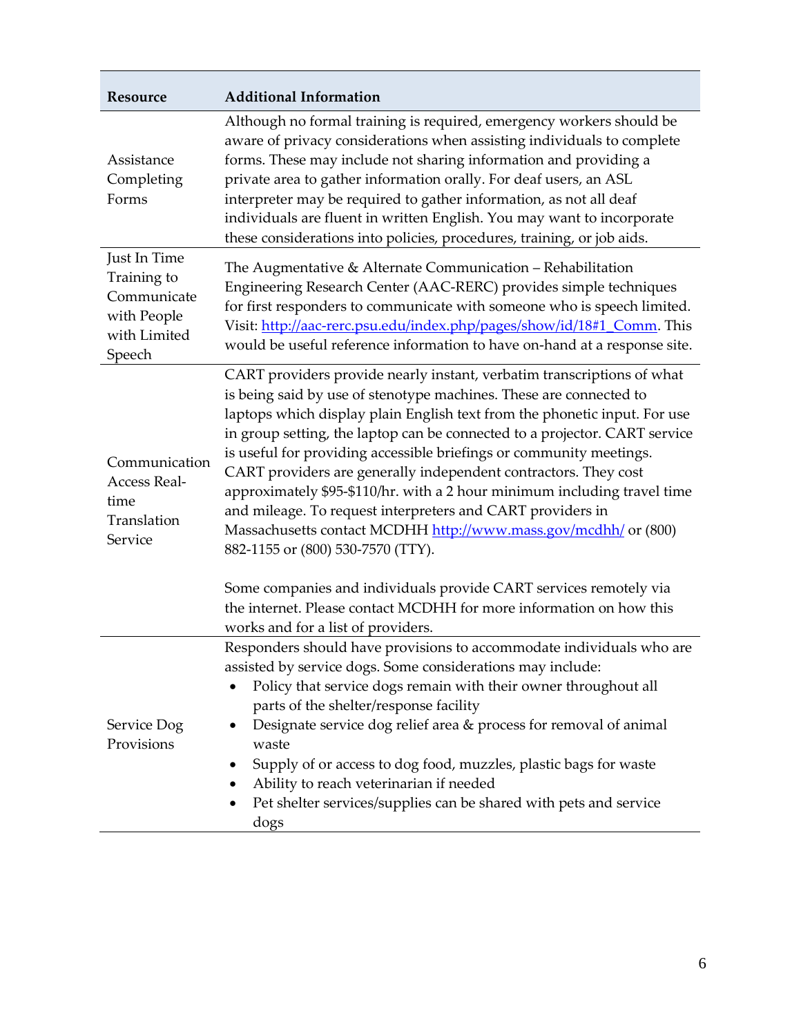| Resource | Additional Information |
|---|---|
| Assistance Completing Forms | Although no formal training is required, emergency workers should be aware of privacy considerations when assisting individuals to complete forms. These may include not sharing information and providing a private area to gather information orally. For deaf users, an ASL interpreter may be required to gather information, as not all deaf individuals are fluent in written English. You may want to incorporate these considerations into policies, procedures, training, or job aids. |
| Just In Time Training to Communicate with People with Limited Speech | The Augmentative & Alternate Communication – Rehabilitation Engineering Research Center (AAC-RERC) provides simple techniques for first responders to communicate with someone who is speech limited. Visit: [http://aac-rerc.psu.edu/index.php/pages/show/id/18#1_Comm](http://aac-rerc.psu.edu/index.php/pages/show/id/18#1_Comm). This would be useful reference information to have on-hand at a response site. |
| Communication Access Real-time Translation Service | CART providers provide nearly instant, verbatim transcriptions of what is being said by use of stenotype machines. These are connected to laptops which display plain English text from the phonetic input. For use in group setting, the laptop can be connected to a projector. CART service is useful for providing accessible briefings or community meetings. CART providers are generally independent contractors. They cost approximately $95-$110/hr. with a 2 hour minimum including travel time and mileage. To request interpreters and CART providers in Massachusetts contact MCDHH [http://www.mass.gov/mcdhh/](http://www.mass.gov/mcdhh/) or (800) 882-1155 or (800) 530-7570 (TTY).<br><br>Some companies and individuals provide CART services remotely via the internet. Please contact MCDHH for more information on how this works and for a list of providers. |
| Service Dog Provisions | Responders should have provisions to accommodate individuals who are assisted by service dogs. Some considerations may include:<br>• Policy that service dogs remain with their owner throughout all parts of the shelter/response facility<br>• Designate service dog relief area & process for removal of animal waste<br>• Supply of or access to dog food, muzzles, plastic bags for waste<br>• Ability to reach veterinarian if needed<br>• Pet shelter services/supplies can be shared with pets and service dogs |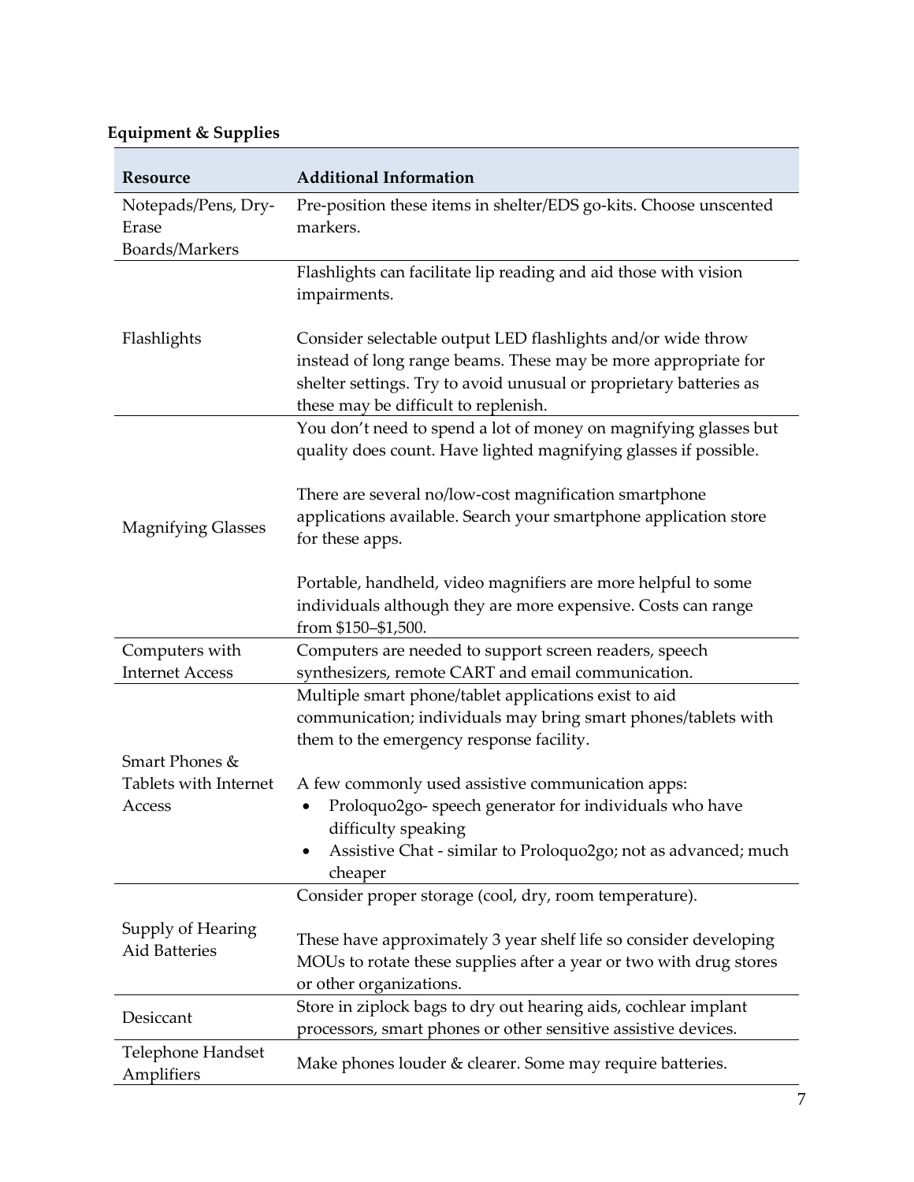**Equipment & Supplies**

| Resource | Additional Information |
|---|---|
| Notepads/Pens, Dry-Erase Boards/Markers | Pre-position these items in shelter/EDS go-kits. Choose unscented markers. |
| Flashlights | Flashlights can facilitate lip reading and aid those with vision impairments.<br><br>Consider selectable output LED flashlights and/or wide throw instead of long range beams. These may be more appropriate for shelter settings. Try to avoid unusual or proprietary batteries as these may be difficult to replenish. |
| Magnifying Glasses | You don't need to spend a lot of money on magnifying glasses but quality does count. Have lighted magnifying glasses if possible.<br><br>There are several no/low-cost magnification smartphone applications available. Search your smartphone application store for these apps.<br><br>Portable, handheld, video magnifiers are more helpful to some individuals although they are more expensive. Costs can range from $150–$1,500. |
| Computers with Internet Access | Computers are needed to support screen readers, speech synthesizers, remote CART and email communication. |
| Smart Phones & Tablets with Internet Access | Multiple smart phone/tablet applications exist to aid communication; individuals may bring smart phones/tablets with them to the emergency response facility.<br><br>A few commonly used assistive communication apps:<br>• Proloquo2go- speech generator for individuals who have difficulty speaking<br>• Assistive Chat - similar to Proloquo2go; not as advanced; much cheaper |
| Supply of Hearing Aid Batteries | Consider proper storage (cool, dry, room temperature).<br><br>These have approximately 3 year shelf life so consider developing MOUs to rotate these supplies after a year or two with drug stores or other organizations. |
| Desiccant | Store in ziplock bags to dry out hearing aids, cochlear implant processors, smart phones or other sensitive assistive devices. |
| Telephone Handset Amplifiers | Make phones louder & clearer. Some may require batteries. |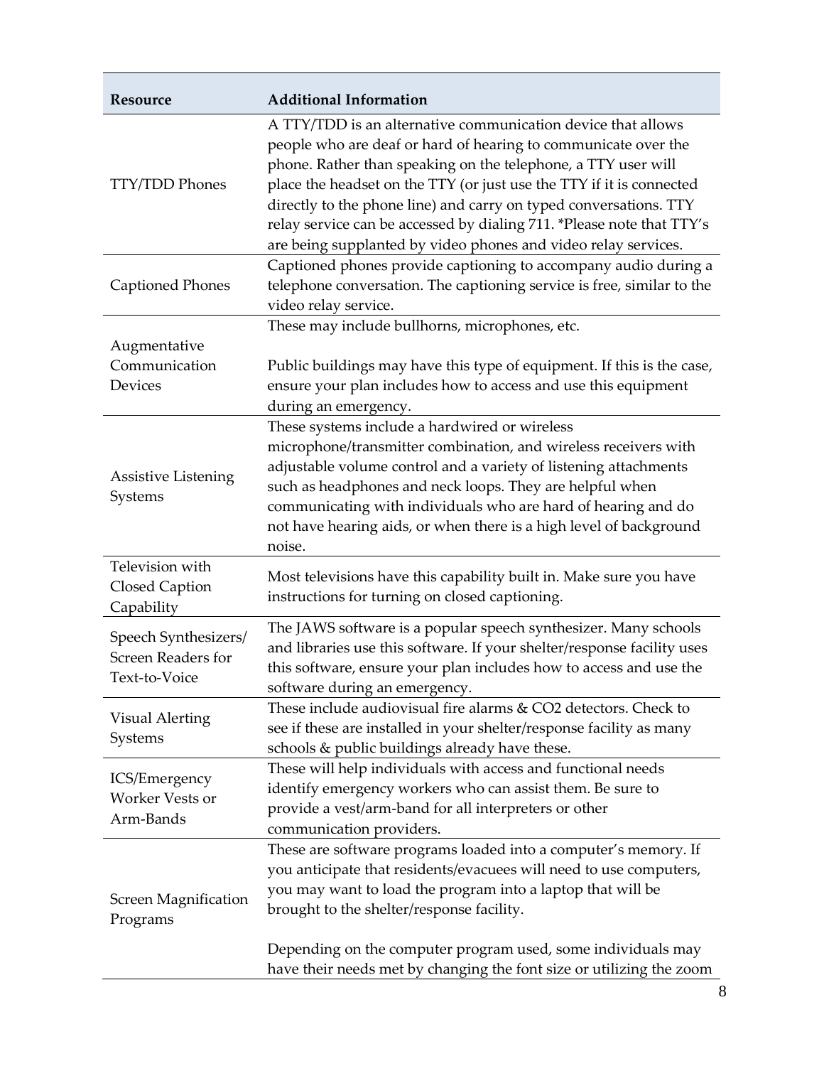| Resource | Additional Information |
| --- | --- |
| TTY/TDD Phones | A TTY/TDD is an alternative communication device that allows people who are deaf or hard of hearing to communicate over the phone. Rather than speaking on the telephone, a TTY user will place the headset on the TTY (or just use the TTY if it is connected directly to the phone line) and carry on typed conversations. TTY relay service can be accessed by dialing 711. *Please note that TTY's are being supplanted by video phones and video relay services. |
| Captioned Phones | Captioned phones provide captioning to accompany audio during a telephone conversation. The captioning service is free, similar to the video relay service. |
| Augmentative Communication Devices | These may include bullhorns, microphones, etc.<br><br>Public buildings may have this type of equipment. If this is the case, ensure your plan includes how to access and use this equipment during an emergency. |
| Assistive Listening Systems | These systems include a hardwired or wireless microphone/transmitter combination, and wireless receivers with adjustable volume control and a variety of listening attachments such as headphones and neck loops. They are helpful when communicating with individuals who are hard of hearing and do not have hearing aids, or when there is a high level of background noise. |
| Television with Closed Caption Capability | Most televisions have this capability built in. Make sure you have instructions for turning on closed captioning. |
| Speech Synthesizers/ Screen Readers for Text-to-Voice | The JAWS software is a popular speech synthesizer. Many schools and libraries use this software. If your shelter/response facility uses this software, ensure your plan includes how to access and use the software during an emergency. |
| Visual Alerting Systems | These include audiovisual fire alarms & $CO_2$ detectors. Check to see if these are installed in your shelter/response facility as many schools & public buildings already have these. |
| ICS/Emergency Worker Vests or Arm-Bands | These will help individuals with access and functional needs identify emergency workers who can assist them. Be sure to provide a vest/arm-band for all interpreters or other communication providers. |
| Screen Magnification Programs | These are software programs loaded into a computer's memory. If you anticipate that residents/evacuees will need to use computers, you may want to load the program into a laptop that will be brought to the shelter/response facility.<br><br>Depending on the computer program used, some individuals may have their needs met by changing the font size or utilizing the zoom |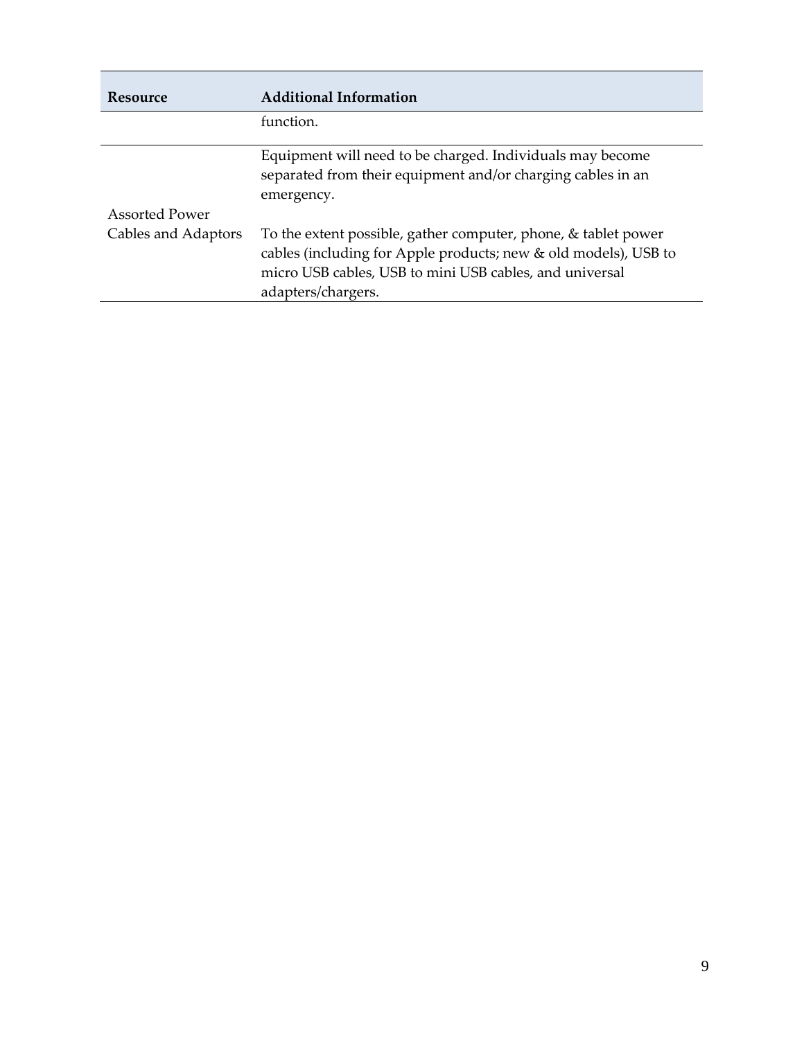| Resource | Additional Information |
|---|---|
| | function. |
| Assorted Power Cables and Adaptors | Equipment will need to be charged. Individuals may become separated from their equipment and/or charging cables in an emergency.<br><br>To the extent possible, gather computer, phone, & tablet power cables (including for Apple products; new & old models), USB to micro USB cables, USB to mini USB cables, and universal adapters/chargers. |